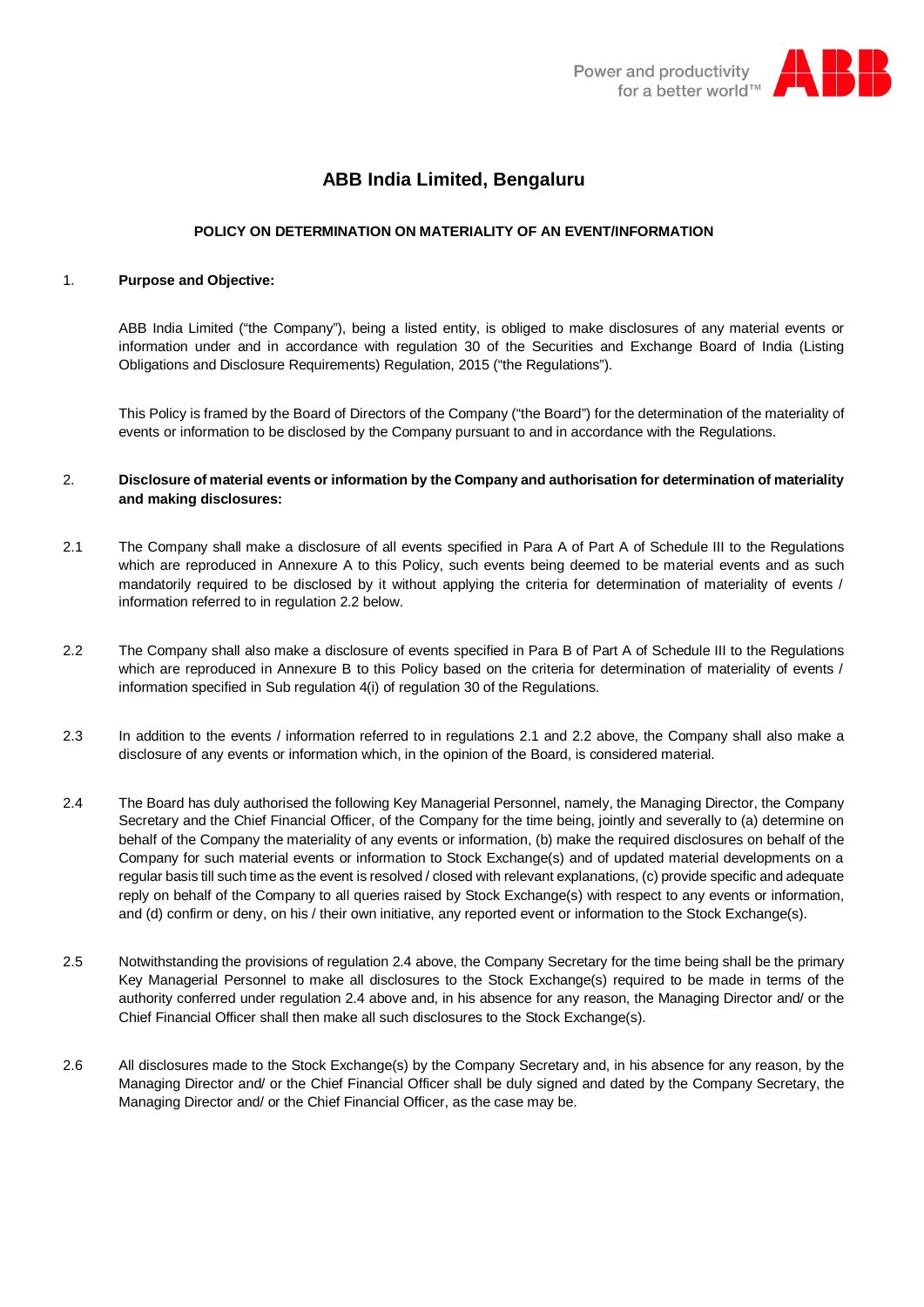# ABB India Limited, Bengaluru

## POLICY ON DETERMINATION ON MATERIALITY OF AN EVENT/INFORMATION

1. **Purpose and Objective:**

ABB India Limited ("the Company"), being a listed entity, is obliged to make disclosures of any material events or information under and in accordance with regulation 30 of the Securities and Exchange Board of India (Listing Obligations and Disclosure Requirements) Regulation, 2015 ("the Regulations").

This Policy is framed by the Board of Directors of the Company ("the Board") for the determination of the materiality of events or information to be disclosed by the Company pursuant to and in accordance with the Regulations.

2. **Disclosure of material events or information by the Company and authorisation for determination of materiality and making disclosures:**

2.1 The Company shall make a disclosure of all events specified in Para A of Part A of Schedule III to the Regulations which are reproduced in Annexure A to this Policy, such events being deemed to be material events and as such mandatorily required to be disclosed by it without applying the criteria for determination of materiality of events / information referred to in regulation 2.2 below.

2.2 The Company shall also make a disclosure of events specified in Para B of Part A of Schedule III to the Regulations which are reproduced in Annexure B to this Policy based on the criteria for determination of materiality of events / information specified in Sub regulation 4(i) of regulation 30 of the Regulations.

2.3 In addition to the events / information referred to in regulations 2.1 and 2.2 above, the Company shall also make a disclosure of any events or information which, in the opinion of the Board, is considered material.

2.4 The Board has duly authorised the following Key Managerial Personnel, namely, the Managing Director, the Company Secretary and the Chief Financial Officer, of the Company for the time being, jointly and severally to (a) determine on behalf of the Company the materiality of any events or information, (b) make the required disclosures on behalf of the Company for such material events or information to Stock Exchange(s) and of updated material developments on a regular basis till such time as the event is resolved / closed with relevant explanations, (c) provide specific and adequate reply on behalf of the Company to all queries raised by Stock Exchange(s) with respect to any events or information, and (d) confirm or deny, on his / their own initiative, any reported event or information to the Stock Exchange(s).

2.5 Notwithstanding the provisions of regulation 2.4 above, the Company Secretary for the time being shall be the primary Key Managerial Personnel to make all disclosures to the Stock Exchange(s) required to be made in terms of the authority conferred under regulation 2.4 above and, in his absence for any reason, the Managing Director and/ or the Chief Financial Officer shall then make all such disclosures to the Stock Exchange(s).

2.6 All disclosures made to the Stock Exchange(s) by the Company Secretary and, in his absence for any reason, by the Managing Director and/ or the Chief Financial Officer shall be duly signed and dated by the Company Secretary, the Managing Director and/ or the Chief Financial Officer, as the case may be.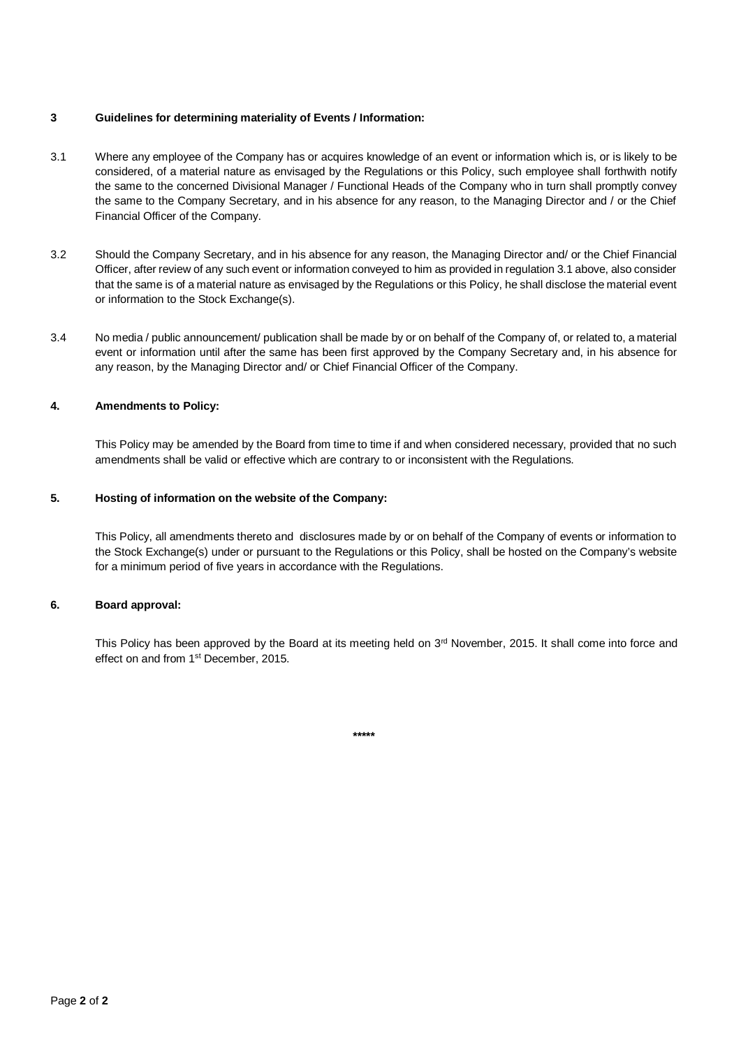## 3 Guidelines for determining materiality of Events / Information:

3.1 Where any employee of the Company has or acquires knowledge of an event or information which is, or is likely to be considered, of a material nature as envisaged by the Regulations or this Policy, such employee shall forthwith notify the same to the concerned Divisional Manager / Functional Heads of the Company who in turn shall promptly convey the same to the Company Secretary, and in his absence for any reason, to the Managing Director and / or the Chief Financial Officer of the Company.

3.2 Should the Company Secretary, and in his absence for any reason, the Managing Director and/ or the Chief Financial Officer, after review of any such event or information conveyed to him as provided in regulation 3.1 above, also consider that the same is of a material nature as envisaged by the Regulations or this Policy, he shall disclose the material event or information to the Stock Exchange(s).

3.4 No media / public announcement/ publication shall be made by or on behalf of the Company of, or related to, a material event or information until after the same has been first approved by the Company Secretary and, in his absence for any reason, by the Managing Director and/ or Chief Financial Officer of the Company.

## 4. Amendments to Policy:

This Policy may be amended by the Board from time to time if and when considered necessary, provided that no such amendments shall be valid or effective which are contrary to or inconsistent with the Regulations.

## 5. Hosting of information on the website of the Company:

This Policy, all amendments thereto and disclosures made by or on behalf of the Company of events or information to the Stock Exchange(s) under or pursuant to the Regulations or this Policy, shall be hosted on the Company's website for a minimum period of five years in accordance with the Regulations.

## 6. Board approval:

This Policy has been approved by the Board at its meeting held on 3rd November, 2015. It shall come into force and effect on and from 1st December, 2015.

*****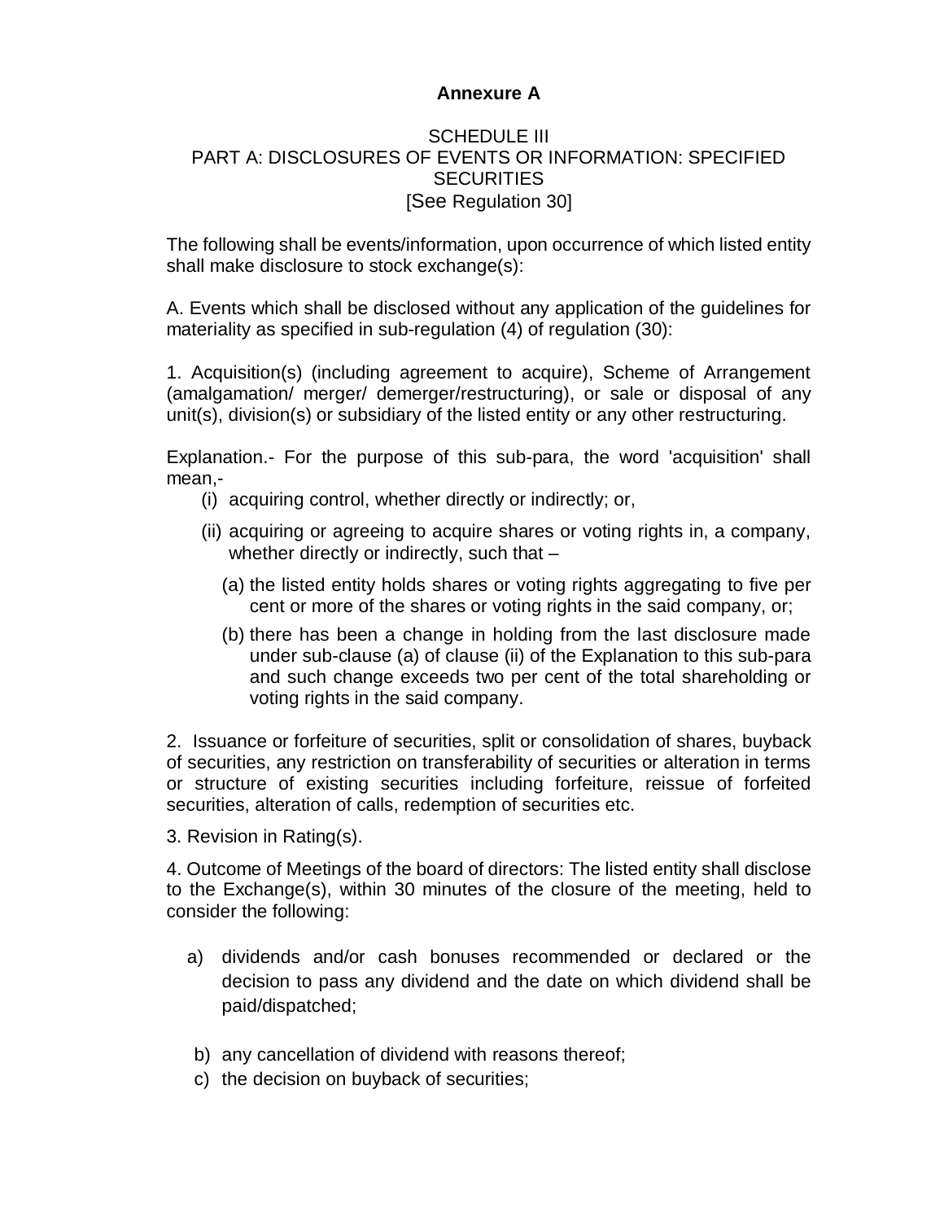**Annexure A**

SCHEDULE III
PART A: DISCLOSURES OF EVENTS OR INFORMATION: SPECIFIED SECURITIES
[See Regulation 30]

The following shall be events/information, upon occurrence of which listed entity shall make disclosure to stock exchange(s):

A. Events which shall be disclosed without any application of the guidelines for materiality as specified in sub-regulation (4) of regulation (30):

1. Acquisition(s) (including agreement to acquire), Scheme of Arrangement (amalgamation/ merger/ demerger/restructuring), or sale or disposal of any unit(s), division(s) or subsidiary of the listed entity or any other restructuring.

Explanation.- For the purpose of this sub-para, the word 'acquisition' shall mean,-

(i) acquiring control, whether directly or indirectly; or,

(ii) acquiring or agreeing to acquire shares or voting rights in, a company, whether directly or indirectly, such that –

(a) the listed entity holds shares or voting rights aggregating to five per cent or more of the shares or voting rights in the said company, or;

(b) there has been a change in holding from the last disclosure made under sub-clause (a) of clause (ii) of the Explanation to this sub-para and such change exceeds two per cent of the total shareholding or voting rights in the said company.

2. Issuance or forfeiture of securities, split or consolidation of shares, buyback of securities, any restriction on transferability of securities or alteration in terms or structure of existing securities including forfeiture, reissue of forfeited securities, alteration of calls, redemption of securities etc.

3. Revision in Rating(s).

4. Outcome of Meetings of the board of directors: The listed entity shall disclose to the Exchange(s), within 30 minutes of the closure of the meeting, held to consider the following:

a) dividends and/or cash bonuses recommended or declared or the decision to pass any dividend and the date on which dividend shall be paid/dispatched;

b) any cancellation of dividend with reasons thereof;

c) the decision on buyback of securities;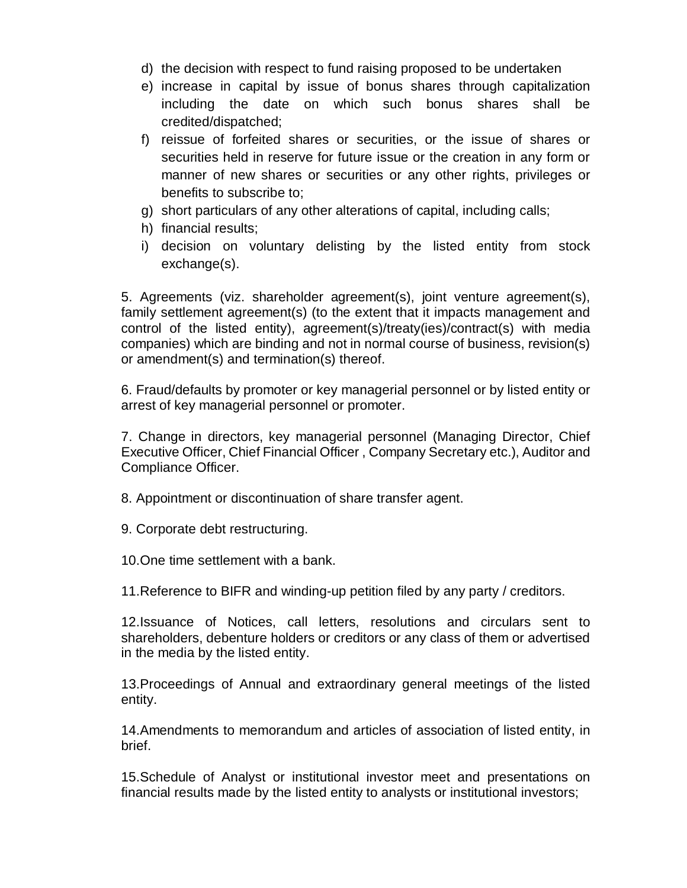d) the decision with respect to fund raising proposed to be undertaken
e) increase in capital by issue of bonus shares through capitalization including the date on which such bonus shares shall be credited/dispatched;
f) reissue of forfeited shares or securities, or the issue of shares or securities held in reserve for future issue or the creation in any form or manner of new shares or securities or any other rights, privileges or benefits to subscribe to;
g) short particulars of any other alterations of capital, including calls;
h) financial results;
i) decision on voluntary delisting by the listed entity from stock exchange(s).

5. Agreements (viz. shareholder agreement(s), joint venture agreement(s), family settlement agreement(s) (to the extent that it impacts management and control of the listed entity), agreement(s)/treaty(ies)/contract(s) with media companies) which are binding and not in normal course of business, revision(s) or amendment(s) and termination(s) thereof.

6. Fraud/defaults by promoter or key managerial personnel or by listed entity or arrest of key managerial personnel or promoter.

7. Change in directors, key managerial personnel (Managing Director, Chief Executive Officer, Chief Financial Officer , Company Secretary etc.), Auditor and Compliance Officer.

8. Appointment or discontinuation of share transfer agent.

9. Corporate debt restructuring.

10.One time settlement with a bank.

11.Reference to BIFR and winding-up petition filed by any party / creditors.

12.Issuance of Notices, call letters, resolutions and circulars sent to shareholders, debenture holders or creditors or any class of them or advertised in the media by the listed entity.

13.Proceedings of Annual and extraordinary general meetings of the listed entity.

14.Amendments to memorandum and articles of association of listed entity, in brief.

15.Schedule of Analyst or institutional investor meet and presentations on financial results made by the listed entity to analysts or institutional investors;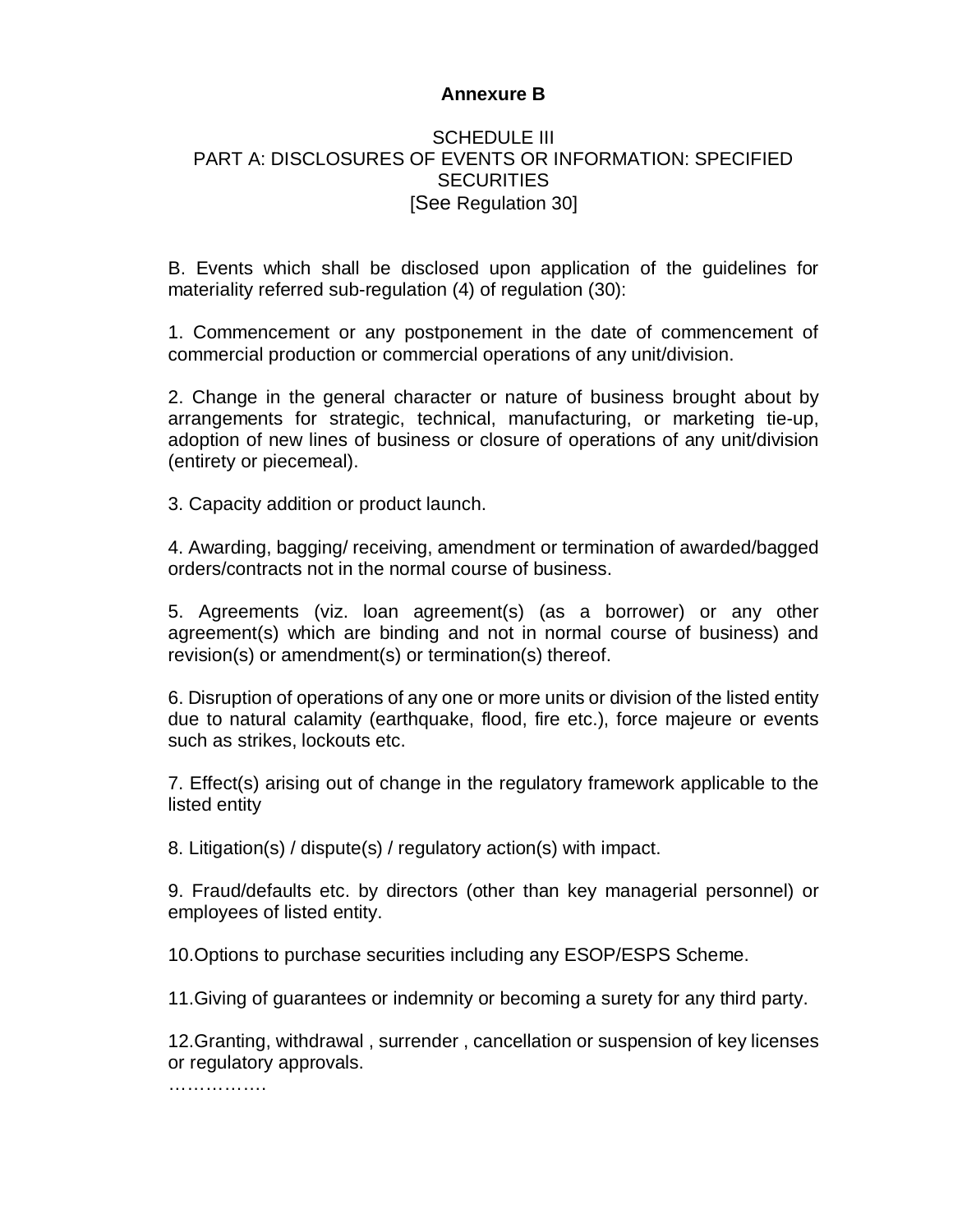**Annexure B**

SCHEDULE III
PART A: DISCLOSURES OF EVENTS OR INFORMATION: SPECIFIED SECURITIES
[See Regulation 30]

B. Events which shall be disclosed upon application of the guidelines for materiality referred sub-regulation (4) of regulation (30):

1. Commencement or any postponement in the date of commencement of commercial production or commercial operations of any unit/division.

2. Change in the general character or nature of business brought about by arrangements for strategic, technical, manufacturing, or marketing tie-up, adoption of new lines of business or closure of operations of any unit/division (entirety or piecemeal).

3. Capacity addition or product launch.

4. Awarding, bagging/ receiving, amendment or termination of awarded/bagged orders/contracts not in the normal course of business.

5. Agreements (viz. loan agreement(s) (as a borrower) or any other agreement(s) which are binding and not in normal course of business) and revision(s) or amendment(s) or termination(s) thereof.

6. Disruption of operations of any one or more units or division of the listed entity due to natural calamity (earthquake, flood, fire etc.), force majeure or events such as strikes, lockouts etc.

7. Effect(s) arising out of change in the regulatory framework applicable to the listed entity

8. Litigation(s) / dispute(s) / regulatory action(s) with impact.

9. Fraud/defaults etc. by directors (other than key managerial personnel) or employees of listed entity.

10.Options to purchase securities including any ESOP/ESPS Scheme.

11.Giving of guarantees or indemnity or becoming a surety for any third party.

12.Granting, withdrawal , surrender , cancellation or suspension of key licenses or regulatory approvals.

…………….